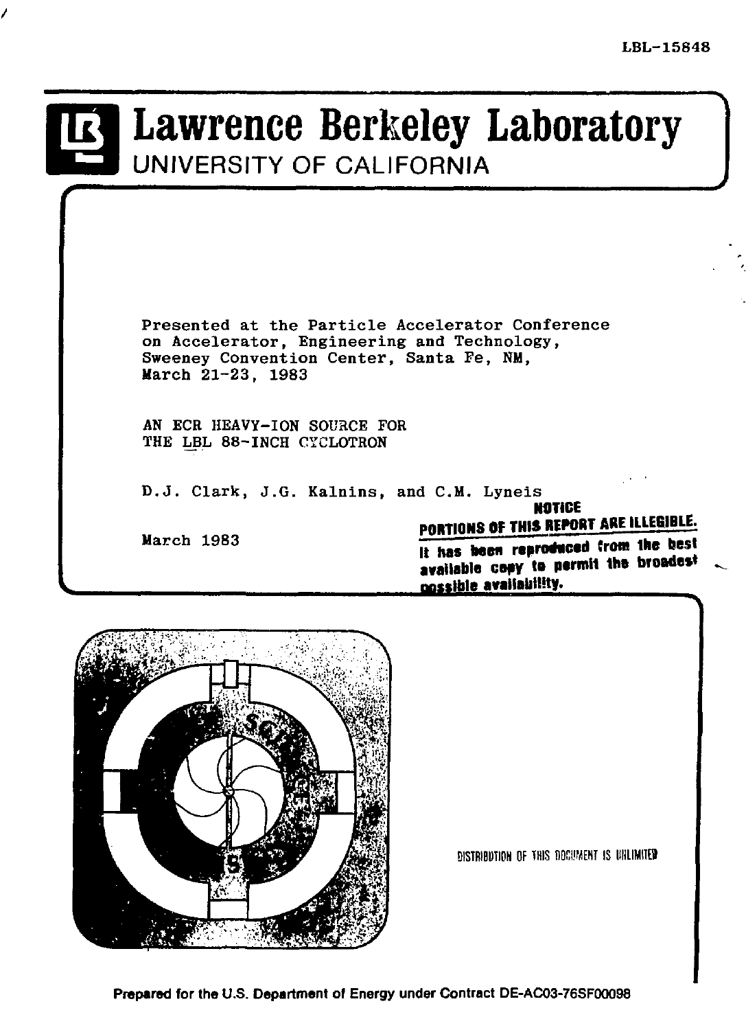LBL-15848

# Lawrence Berkeley Laboratory

UNIVERSITY OF CALIFORNIA

Presented at the Particle Accelerator Conference on Accelerator, Engineering and Technology, Sweeney Convention Center, Santa Fe, NM, March 21-23, 1983

## AN ECR HEAVY-ION SOURCE FOR THE LBL 88-INCH CYCLOTRON

D.J. Clark, J.G. Kalnins, and C.M. Lyneis

March 1983

**NOTICE**

**PORTIONS OF THIS REPORT ARE ILLEGIBLE.**

**It has been reproduced from the best available copy to permit the broadest possible availability.**

DISTRIBUTION OF THIS DOCUMENT IS UNLIMITED

Prepared for the U.S. Department of Energy under Contract DE-AC03-76SF00098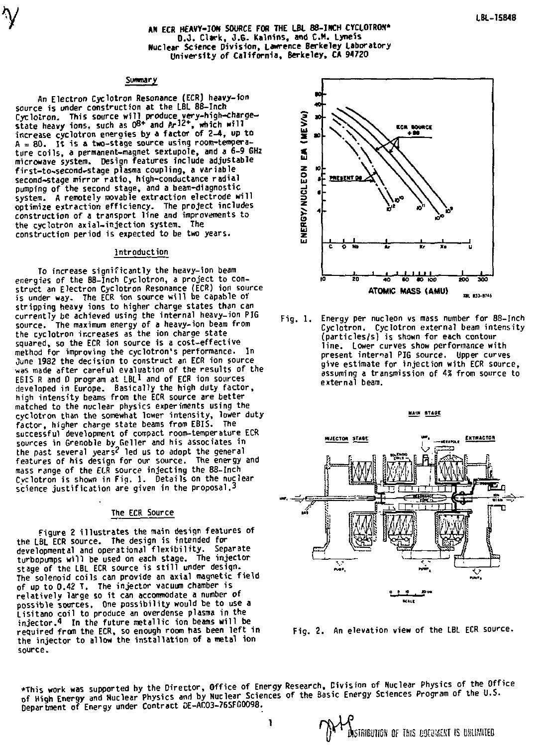# AN ECR HEAVY-ION SOURCE FOR THE LBL 88-INCH CYCLOTRON*

D.J. Clark, J.G. Kalnins, and C.M. Lyneis
Nuclear Science Division, Lawrence Berkeley Laboratory
University of California, Berkeley, CA 94720

## Summary

An Electron Cyclotron Resonance (ECR) heavy-ion source is under construction at the LBL 88-Inch Cyclotron. This source will produce very-high-charge-state heavy ions, such as $O^{8+}$ and $Ar^{12+}$, which will increase cyclotron energies by a factor of 2-4, up to A = 80. It is a two-stage source using room-temperature coils, a permanent-magnet sextupole, and a 6-9 GHz microwave system. Design features include adjustable first-to-second-stage plasma coupling, a variable second-stage mirror ratio, high-conductance radial pumping of the second stage, and a beam-diagnostic system. A remotely movable extraction electrode will optimize extraction efficiency. The project includes construction of a transport line and improvements to the cyclotron axial-injection system. The construction period is expected to be two years.

## Introduction

To increase significantly the heavy-ion beam energies of the 88-Inch Cyclotron, a project to construct an Electron Cyclotron Resonance (ECR) ion source is under way. The ECR ion source will be capable of stripping heavy ions to higher charge states than can currently be achieved using the internal heavy-ion PIG source. The maximum energy of a heavy-ion beam from the cyclotron increases as the ion charge state squared, so the ECR ion source is a cost-effective method for improving the cyclotron's performance. In June 1982 the decision to construct an ECR ion source was made after careful evaluation of the results of the EBIS R and D program at LBL[1] and of ECR ion sources developed in Europe. Basically the high duty factor, high intensity beams from the ECR source are better matched to the nuclear physics experiments using the cyclotron than the somewhat lower intensity, lower duty factor, higher charge state beams from EBIS. The successful development of compact room-temperature ECR sources in Grenoble by Geller and his associates in the past several years[2] led us to adopt the general features of his design for our source. The energy and mass range of the ECR source injecting the 88-Inch Cyclotron is shown in Fig. 1. Details on the nuclear science justification are given in the proposal.[3]

## The ECR Source

Figure 2 illustrates the main design features of the LBL ECR source. The design is intended for developmental and operational flexibility. Separate turbopumps will be used on each stage. The injector stage of the LBL ECR source is still under design. The solenoid coils can provide an axial magnetic field of up to 0.42 T. The injector vacuum chamber is relatively large so it can accommodate a number of possible sources. One possibility would be to use a Lisitano coil to produce an overdense plasma in the injector.[4] In the future metallic ion beams will be required from the ECR, so enough room has been left in the injector to allow the installation of a metal ion source.

Fig. 1. Energy per nucleon vs mass number for 88-Inch Cyclotron. Cyclotron external beam intensity (particles/s) is shown for each contour line. Lower curves show performance with present internal PIG source. Upper curves give estimate for injection with ECR source, assuming a transmission of 4% from source to external beam.

Fig. 2. An elevation view of the LBL ECR source.

*This work was supported by the Director, Office of Energy Research, Division of Nuclear Physics of the Office of High Energy and Nuclear Physics and by Nuclear Sciences of the Basic Energy Sciences Program of the U.S. Department of Energy under Contract DE-AC03-76SF00098.

DISTRIBUTION OF THIS DOCUMENT IS UNLIMITED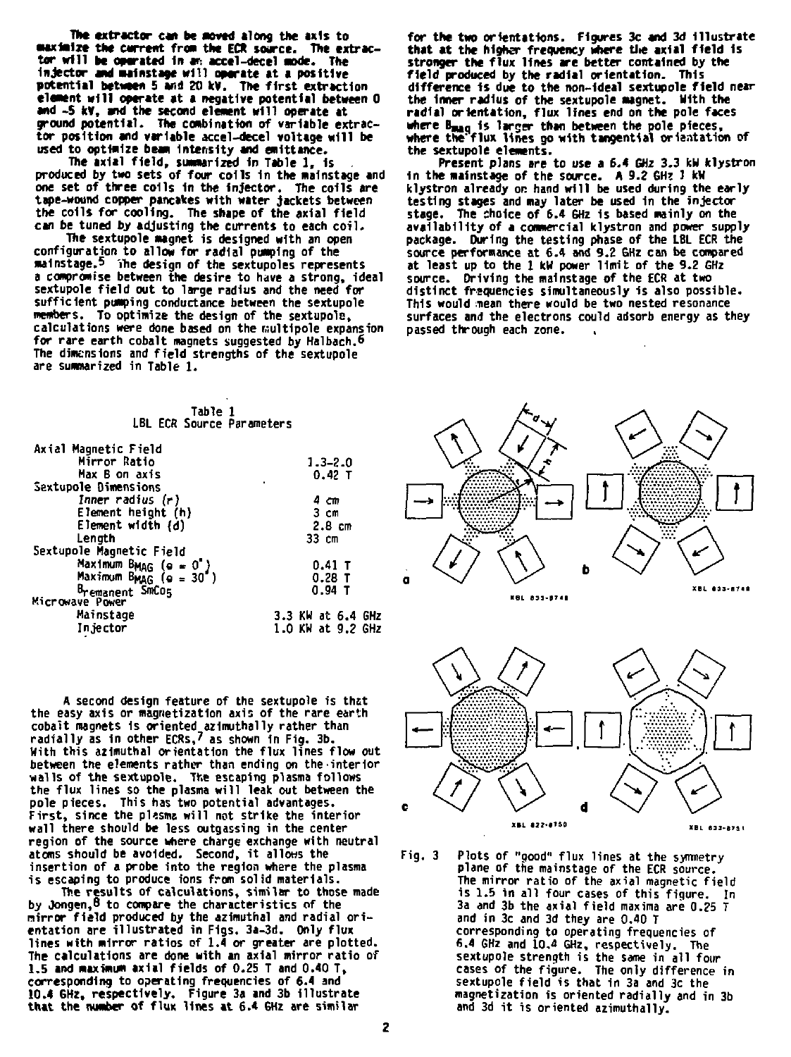The extractor can be moved along the axis to maximize the current from the ECR source. The extractor will be operated in an accel-decel mode. The injector and mainstage will operate at a positive potential between 5 and 20 kV. The first extraction element will operate at a negative potential between 0 and -5 kV, and the second element will operate at ground potential. The combination of variable extractor position and variable accel-decel voltage will be used to optimize beam intensity and emittance.

The axial field, summarized in Table 1, is produced by two sets of four coils in the mainstage and one set of three coils in the injector. The coils are tape-wound copper pancakes with water jackets between the coils for cooling. The shape of the axial field can be tuned by adjusting the currents to each coil.

The sextupole magnet is designed with an open configuration to allow for radial pumping of the mainstage.[5] The design of the sextupoles represents a compromise between the desire to have a strong, ideal sextupole field out to large radius and the need for sufficient pumping conductance between the sextupole members. To optimize the design of the sextupole, calculations were done based on the multipole expansion for rare earth cobalt magnets suggested by Halbach.[6] The dimensions and field strengths of the sextupole are summarized in Table 1.

Table 1
LBL ECR Source Parameters

| Parameter | Value |
|---|---|
| Axial Magnetic Field | |
| Mirror Ratio | 1.3–2.0 |
| Max B on axis | 0.42 T |
| Sextupole Dimensions | |
| *Inner radius (r)* | 4 cm |
| Element height (h) | 3 cm |
| Element width (d) | 2.8 cm |
| Length | 33 cm |
| Sextupole Magnetic Field | |
| Maximum $B_{MAG}$ ($\theta = 0^\circ$) | 0.41 T |
| Maximum $B_{MAG}$ ($\theta = 30^\circ$) | 0.28 T |
| $B_{remanent}$ $SmCo_5$ | 0.94 T |
| Microwave Power | |
| Mainstage | 3.3 KW at 6.4 GHz |
| Injector | 1.0 KW at 9.2 GHz |

A second design feature of the sextupole is that the easy axis or magnetization axis of the rare earth cobalt magnets is oriented azimuthally rather than radially as in other ECRs,[7] as shown in Fig. 3b. With this azimuthal orientation the flux lines flow out between the elements rather than ending on the interior walls of the sextupole. The escaping plasma follows the flux lines so the plasma will leak out between the pole pieces. This has two potential advantages. First, since the plasma will not strike the interior wall there should be less outgassing in the center region of the source where charge exchange with neutral atoms should be avoided. Second, it allows the insertion of a probe into the region where the plasma is escaping to produce ions from solid materials.

The results of calculations, similar to those made by Jongen,[8] to compare the characteristics of the mirror field produced by the azimuthal and radial orientation are illustrated in Figs. 3a-3d. Only flux lines with mirror ratios of 1.4 or greater are plotted. The calculations are done with an axial mirror ratio of 1.5 and maximum axial fields of 0.25 T and 0.40 T, corresponding to operating frequencies of 6.4 and 10.4 GHz, respectively. Figure 3a and 3b illustrate that the number of flux lines at 6.4 GHz are similar for the two orientations. Figures 3c and 3d illustrate that at the higher frequency where the axial field is stronger the flux lines are better contained by the field produced by the radial orientation. This difference is due to the non-ideal sextupole field near the inner radius of the sextupole magnet. With the radial orientation, flux lines end on the pole faces where $B_{mag}$ is larger than between the pole pieces, where the flux lines go with tangential orientation of the sextupole elements.

Present plans are to use a 6.4 GHz 3.3 kW klystron in the mainstage of the source. A 9.2 GHz 1 kW klystron already on hand will be used during the early testing stages and may later be used in the injector stage. The choice of 6.4 GHz is based mainly on the availability of a commercial klystron and power supply package. During the testing phase of the LBL ECR the source performance at 6.4 and 9.2 GHz can be compared at least up to the 1 kW power limit of the 9.2 GHz source. Driving the mainstage of the ECR at two distinct frequencies simultaneously is also possible. This would mean there would be two nested resonance surfaces and the electrons could adsorb energy as they passed through each zone.

Fig. 3 Plots of "good" flux lines at the symmetry plane of the mainstage of the ECR source. The mirror ratio of the axial magnetic field is 1.5 in all four cases of this figure. In 3a and 3b the axial field maxima are 0.25 T and in 3c and 3d they are 0.40 T corresponding to operating frequencies of 6.4 GHz and 10.4 GHz, respectively. The sextupole strength is the same in all four cases of the figure. The only difference in sextupole field is that in 3a and 3c the magnetization is oriented radially and in 3b and 3d it is oriented azimuthally.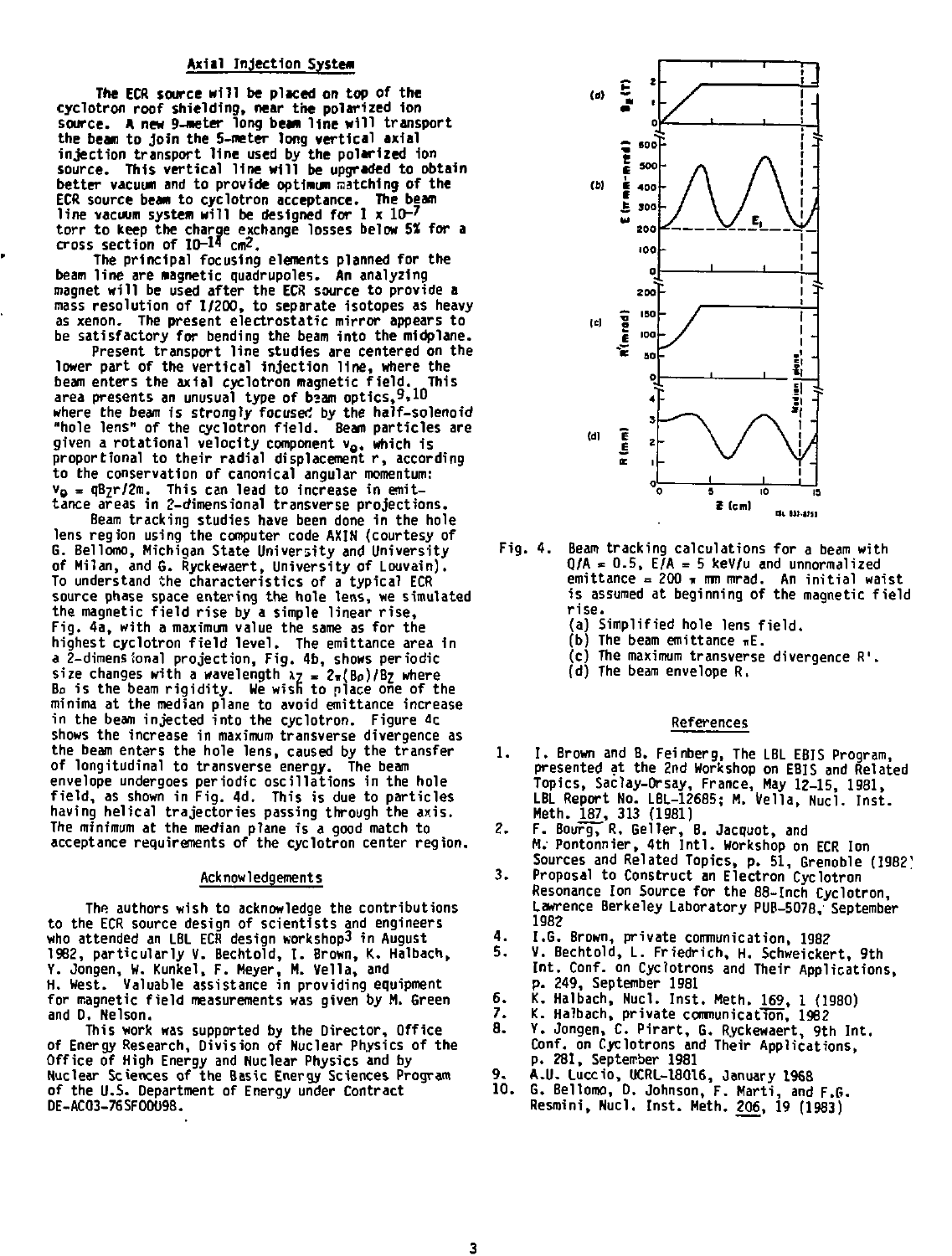### Axial Injection System

The ECR source will be placed on top of the cyclotron roof shielding, near the polarized ion source. A new 9-meter long beam line will transport the beam to join the 5-meter long vertical axial injection transport line used by the polarized ion source. This vertical line will be upgraded to obtain better vacuum and to provide optimum matching of the ECR source beam to cyclotron acceptance. The beam line vacuum system will be designed for $1 \times 10^{-7}$ torr to keep the charge exchange losses below 5% for a cross section of $10^{-14}$ cm$^2$.

The principal focusing elements planned for the beam line are magnetic quadrupoles. An analyzing magnet will be used after the ECR source to provide a mass resolution of 1/200, to separate isotopes as heavy as xenon. The present electrostatic mirror appears to be satisfactory for bending the beam into the midplane.

Present transport line studies are centered on the lower part of the vertical injection line, where the beam enters the axial cyclotron magnetic field. This area presents an unusual type of beam optics,[9,10] where the beam is strongly focused by the half-solenoid "hole lens" of the cyclotron field. Beam particles are given a rotational velocity component $v_\theta$, which is proportional to their radial displacement r, according to the conservation of canonical angular momentum: $v_\theta = qB_Z r/2m$. This can lead to increase in emittance areas in 2-dimensional transverse projections.

Beam tracking studies have been done in the hole lens region using the computer code AXIN (courtesy of G. Bellomo, Michigan State University and University of Milan, and G. Ryckewaert, University of Louvain). To understand the characteristics of a typical ECR source phase space entering the hole lens, we simulated the magnetic field rise by a simple linear rise, Fig. 4a, with a maximum value the same as for the highest cyclotron field level. The emittance area in a 2-dimensional projection, Fig. 4b, shows periodic size changes with a wavelength $\lambda_Z = 2\pi(B\rho)/B_Z$ where $B\rho$ is the beam rigidity. We wish to place one of the minima at the median plane to avoid emittance increase in the beam injected into the cyclotron. Figure 4c shows the increase in maximum transverse divergence as the beam enters the hole lens, caused by the transfer of longitudinal to transverse energy. The beam envelope undergoes periodic oscillations in the hole field, as shown in Fig. 4d. This is due to particles having helical trajectories passing through the axis. The minimum at the median plane is a good match to acceptance requirements of the cyclotron center region.

### Acknowledgements

The authors wish to acknowledge the contributions to the ECR source design of scientists and engineers who attended an LBL ECR design workshop[3] in August 1982, particularly V. Bechtold, I. Brown, K. Halbach, Y. Jongen, W. Kunkel, F. Meyer, M. Vella, and H. West. Valuable assistance in providing equipment for magnetic field measurements was given by M. Green and D. Nelson.

This work was supported by the Director, Office of Energy Research, Division of Nuclear Physics of the Office of High Energy and Nuclear Physics and by Nuclear Sciences of the Basic Energy Sciences Program of the U.S. Department of Energy under Contract DE-AC03-76SF00098.

Fig. 4. Beam tracking calculations for a beam with $Q/A = 0.5$, $E/A = 5$ keV/u and unnormalized emittance = 200 $\pi$ mm mrad. An initial waist is assumed at beginning of the magnetic field rise.
(a) Simplified hole lens field.
(b) The beam emittance $\pi E$.
(c) The maximum transverse divergence R'.
(d) The beam envelope R.

### References

1. I. Brown and B. Feinberg, The LBL EBIS Program, presented at the 2nd Workshop on EBIS and Related Topics, Saclay-Orsay, France, May 12-15, 1981, LBL Report No. LBL-12685; M. Vella, Nucl. Inst. Meth. 187, 313 (1981)
2. F. Bourg, R. Geller, B. Jacquot, and M. Pontonnier, 4th Intl. Workshop on ECR Ion Sources and Related Topics, p. 51, Grenoble (1982)
3. Proposal to Construct an Electron Cyclotron Resonance Ion Source for the 88-Inch Cyclotron, Lawrence Berkeley Laboratory PUB-5078, September 1982
4. I.G. Brown, private communication, 1982
5. V. Bechtold, L. Friedrich, H. Schweickert, 9th Int. Conf. on Cyclotrons and Their Applications, p. 249, September 1981
6. K. Halbach, Nucl. Inst. Meth. 169, 1 (1980)
7. K. Halbach, private communication, 1982
8. Y. Jongen, C. Pirart, G. Ryckewaert, 9th Int. Conf. on Cyclotrons and Their Applications, p. 281, September 1981
9. A.U. Luccio, UCRL-18016, January 1968
10. G. Bellomo, D. Johnson, F. Marti, and F.G. Resmini, Nucl. Inst. Meth. 206, 19 (1983)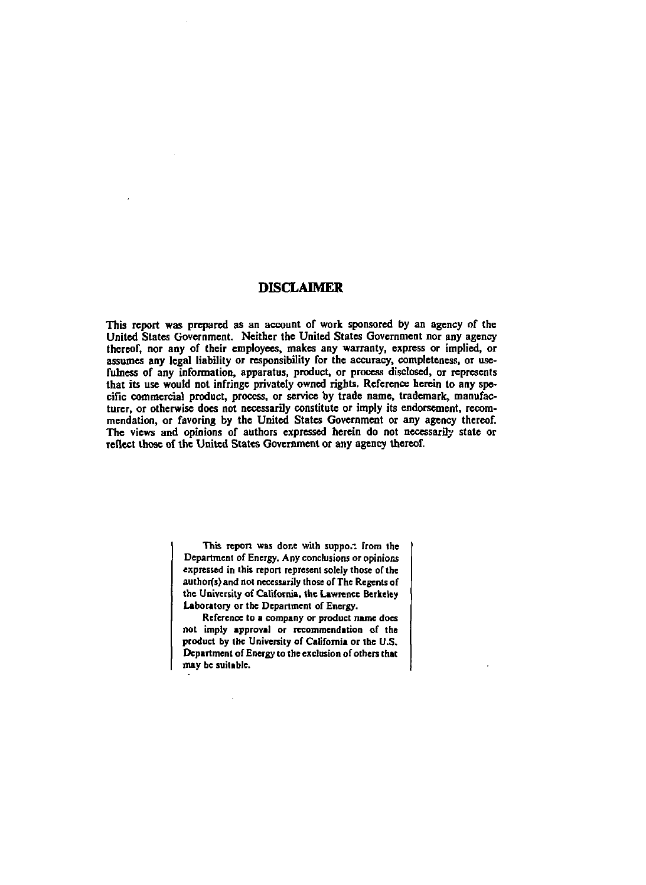## DISCLAIMER

This report was prepared as an account of work sponsored by an agency of the United States Government. Neither the United States Government nor any agency thereof, nor any of their employees, makes any warranty, express or implied, or assumes any legal liability or responsibility for the accuracy, completeness, or usefulness of any information, apparatus, product, or process disclosed, or represents that its use would not infringe privately owned rights. Reference herein to any specific commercial product, process, or service by trade name, trademark, manufacturer, or otherwise does not necessarily constitute or imply its endorsement, recommendation, or favoring by the United States Government or any agency thereof. The views and opinions of authors expressed herein do not necessarily state or reflect those of the United States Government or any agency thereof.

This report was done with support from the Department of Energy. Any conclusions or opinions expressed in this report represent solely those of the author(s) and not necessarily those of The Regents of the University of California, the Lawrence Berkeley Laboratory or the Department of Energy.

Reference to a company or product name does not imply approval or recommendation of the product by the University of California or the U.S. Department of Energy to the exclusion of others that may be suitable.